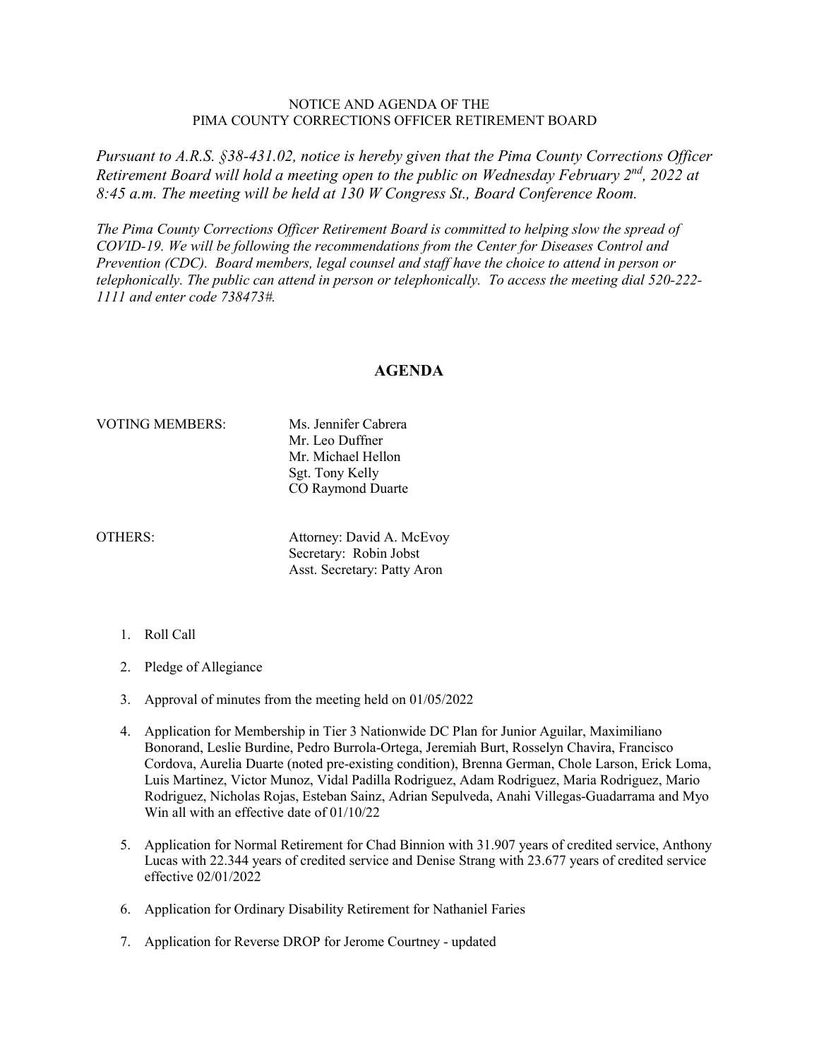NOTICE AND AGENDA OF THE
PIMA COUNTY CORRECTIONS OFFICER RETIREMENT BOARD

*Pursuant to A.R.S. §38-431.02, notice is hereby given that the Pima County Corrections Officer Retirement Board will hold a meeting open to the public on Wednesday February 2nd, 2022 at 8:45 a.m. The meeting will be held at 130 W Congress St., Board Conference Room.*

*The Pima County Corrections Officer Retirement Board is committed to helping slow the spread of COVID-19. We will be following the recommendations from the Center for Diseases Control and Prevention (CDC). Board members, legal counsel and staff have the choice to attend in person or telephonically. The public can attend in person or telephonically. To access the meeting dial 520-222-1111 and enter code 738473#.*

## AGENDA

VOTING MEMBERS:
Ms. Jennifer Cabrera
Mr. Leo Duffner
Mr. Michael Hellon
Sgt. Tony Kelly
CO Raymond Duarte

OTHERS:
Attorney: David A. McEvoy
Secretary: Robin Jobst
Asst. Secretary: Patty Aron

1. Roll Call
2. Pledge of Allegiance
3. Approval of minutes from the meeting held on 01/05/2022
4. Application for Membership in Tier 3 Nationwide DC Plan for Junior Aguilar, Maximiliano Bonorand, Leslie Burdine, Pedro Burrola-Ortega, Jeremiah Burt, Rosselyn Chavira, Francisco Cordova, Aurelia Duarte (noted pre-existing condition), Brenna German, Chole Larson, Erick Loma, Luis Martinez, Victor Munoz, Vidal Padilla Rodriguez, Adam Rodriguez, Maria Rodriguez, Mario Rodriguez, Nicholas Rojas, Esteban Sainz, Adrian Sepulveda, Anahi Villegas-Guadarrama and Myo Win all with an effective date of 01/10/22
5. Application for Normal Retirement for Chad Binnion with 31.907 years of credited service, Anthony Lucas with 22.344 years of credited service and Denise Strang with 23.677 years of credited service effective 02/01/2022
6. Application for Ordinary Disability Retirement for Nathaniel Faries
7. Application for Reverse DROP for Jerome Courtney - updated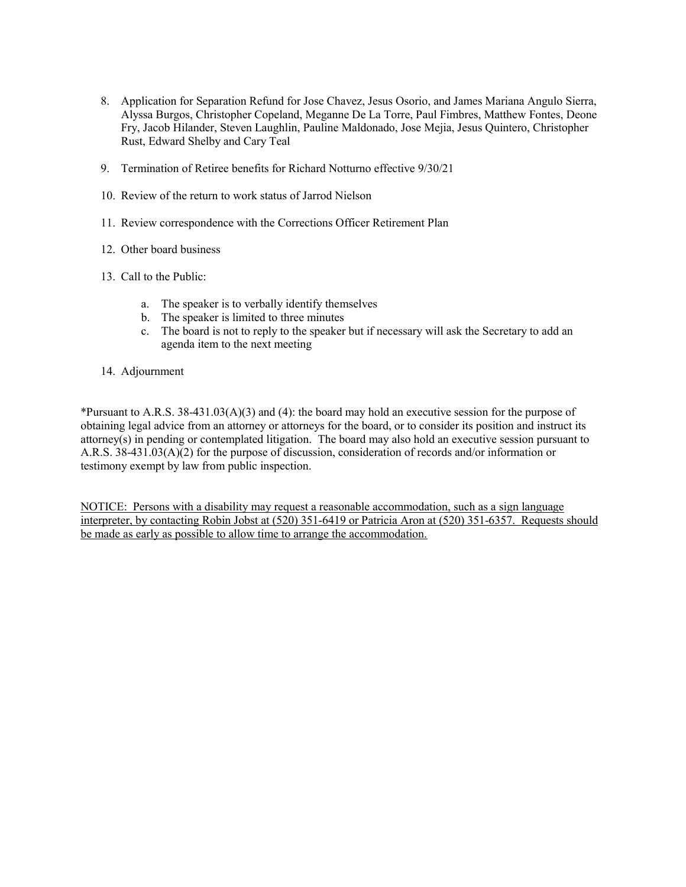8. Application for Separation Refund for Jose Chavez, Jesus Osorio, and James Mariana Angulo Sierra, Alyssa Burgos, Christopher Copeland, Meganne De La Torre, Paul Fimbres, Matthew Fontes, Deone Fry, Jacob Hilander, Steven Laughlin, Pauline Maldonado, Jose Mejia, Jesus Quintero, Christopher Rust, Edward Shelby and Cary Teal

9. Termination of Retiree benefits for Richard Notturno effective 9/30/21

10. Review of the return to work status of Jarrod Nielson

11. Review correspondence with the Corrections Officer Retirement Plan

12. Other board business

13. Call to the Public:

    a. The speaker is to verbally identify themselves
    b. The speaker is limited to three minutes
    c. The board is not to reply to the speaker but if necessary will ask the Secretary to add an agenda item to the next meeting

14. Adjournment

*Pursuant to A.R.S. 38-431.03(A)(3) and (4): the board may hold an executive session for the purpose of obtaining legal advice from an attorney or attorneys for the board, or to consider its position and instruct its attorney(s) in pending or contemplated litigation. The board may also hold an executive session pursuant to A.R.S. 38-431.03(A)(2) for the purpose of discussion, consideration of records and/or information or testimony exempt by law from public inspection.

<u>NOTICE: Persons with a disability may request a reasonable accommodation, such as a sign language interpreter, by contacting Robin Jobst at (520) 351-6419 or Patricia Aron at (520) 351-6357. Requests should be made as early as possible to allow time to arrange the accommodation.</u>